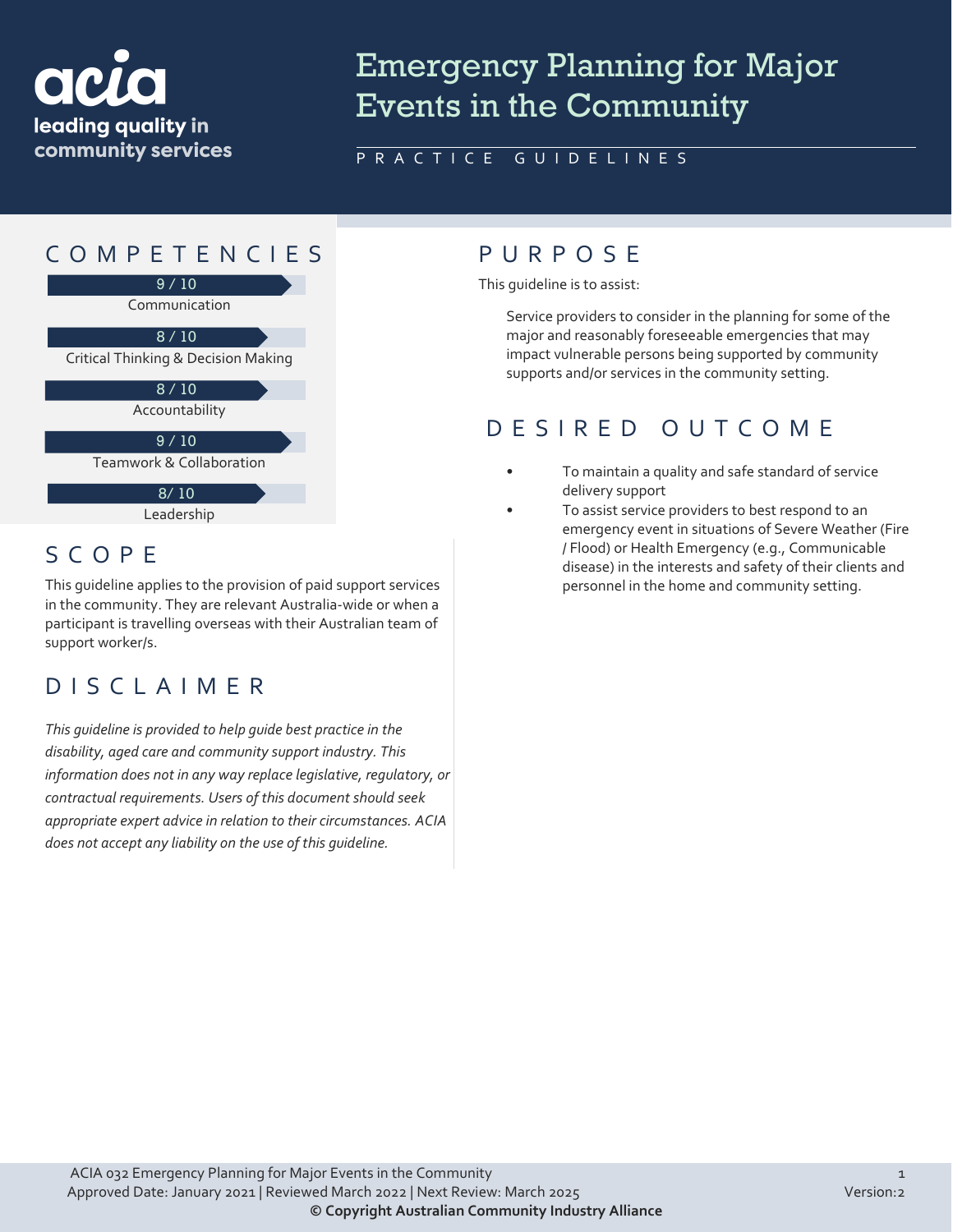acia
leading quality in community services

# Emergency Planning for Major Events in the Community

PRACTICE GUIDELINES

## COMPETENCIES

9 / 10
Communication

8 / 10
Critical Thinking & Decision Making

8 / 10
Accountability

9 / 10
Teamwork & Collaboration

8/ 10
Leadership

## SCOPE

This guideline applies to the provision of paid support services in the community. They are relevant Australia-wide or when a participant is travelling overseas with their Australian team of support worker/s.

## DISCLAIMER

*This guideline is provided to help guide best practice in the disability, aged care and community support industry. This information does not in any way replace legislative, regulatory, or contractual requirements. Users of this document should seek appropriate expert advice in relation to their circumstances. ACIA does not accept any liability on the use of this guideline.*

## PURPOSE

This guideline is to assist:

Service providers to consider in the planning for some of the major and reasonably foreseeable emergencies that may impact vulnerable persons being supported by community supports and/or services in the community setting.

## DESIRED OUTCOME

- To maintain a quality and safe standard of service delivery support
- To assist service providers to best respond to an emergency event in situations of Severe Weather (Fire / Flood) or Health Emergency (e.g., Communicable disease) in the interests and safety of their clients and personnel in the home and community setting.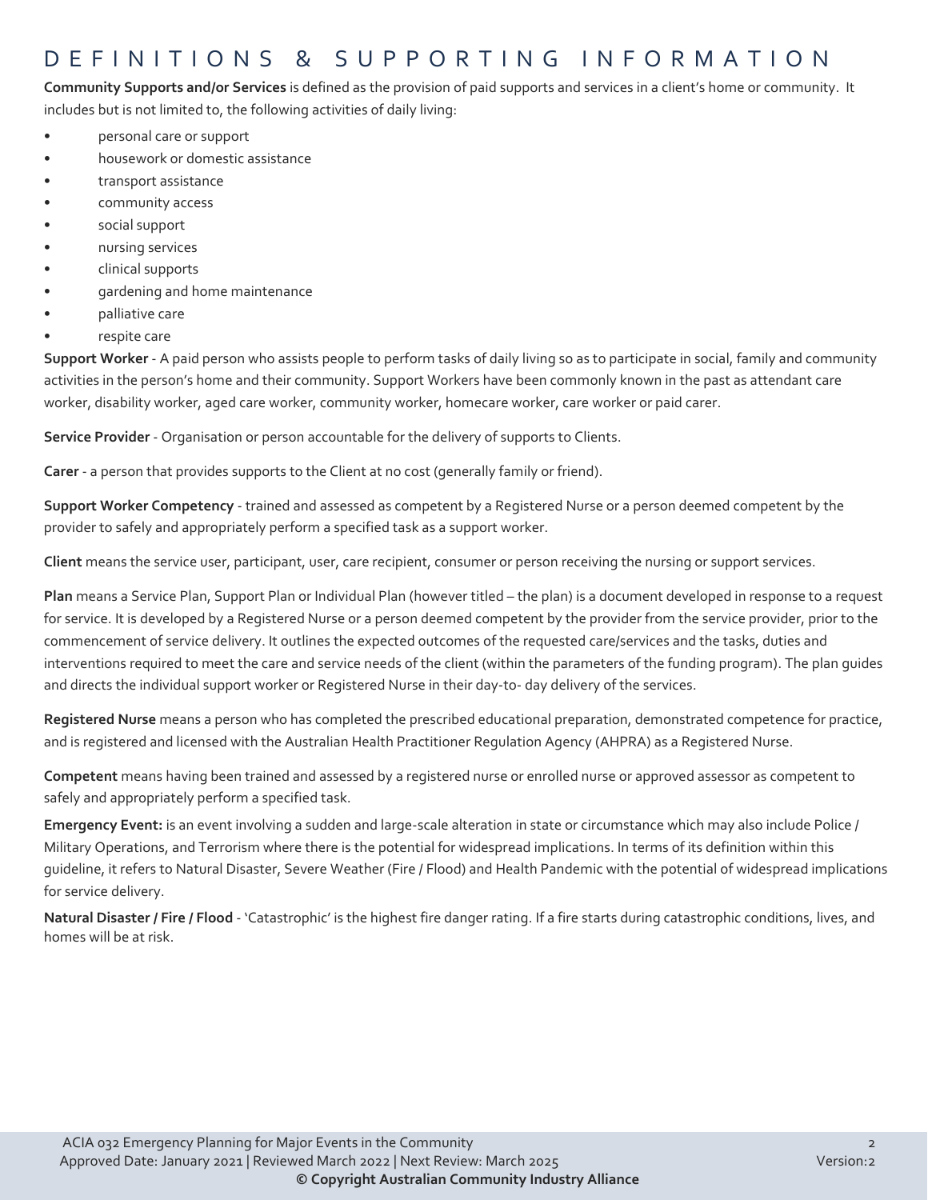# DEFINITIONS & SUPPORTING INFORMATION

**Community Supports and/or Services** is defined as the provision of paid supports and services in a client's home or community. It includes but is not limited to, the following activities of daily living:

- personal care or support
- housework or domestic assistance
- transport assistance
- community access
- social support
- nursing services
- clinical supports
- gardening and home maintenance
- palliative care
- respite care

**Support Worker** - A paid person who assists people to perform tasks of daily living so as to participate in social, family and community activities in the person's home and their community. Support Workers have been commonly known in the past as attendant care worker, disability worker, aged care worker, community worker, homecare worker, care worker or paid carer.

**Service Provider** - Organisation or person accountable for the delivery of supports to Clients.

**Carer** - a person that provides supports to the Client at no cost (generally family or friend).

**Support Worker Competency** - trained and assessed as competent by a Registered Nurse or a person deemed competent by the provider to safely and appropriately perform a specified task as a support worker.

**Client** means the service user, participant, user, care recipient, consumer or person receiving the nursing or support services.

**Plan** means a Service Plan, Support Plan or Individual Plan (however titled – the plan) is a document developed in response to a request for service. It is developed by a Registered Nurse or a person deemed competent by the provider from the service provider, prior to the commencement of service delivery. It outlines the expected outcomes of the requested care/services and the tasks, duties and interventions required to meet the care and service needs of the client (within the parameters of the funding program). The plan guides and directs the individual support worker or Registered Nurse in their day-to- day delivery of the services.

**Registered Nurse** means a person who has completed the prescribed educational preparation, demonstrated competence for practice, and is registered and licensed with the Australian Health Practitioner Regulation Agency (AHPRA) as a Registered Nurse.

**Competent** means having been trained and assessed by a registered nurse or enrolled nurse or approved assessor as competent to safely and appropriately perform a specified task.

**Emergency Event:** is an event involving a sudden and large-scale alteration in state or circumstance which may also include Police / Military Operations, and Terrorism where there is the potential for widespread implications. In terms of its definition within this guideline, it refers to Natural Disaster, Severe Weather (Fire / Flood) and Health Pandemic with the potential of widespread implications for service delivery.

**Natural Disaster / Fire / Flood** - 'Catastrophic' is the highest fire danger rating. If a fire starts during catastrophic conditions, lives, and homes will be at risk.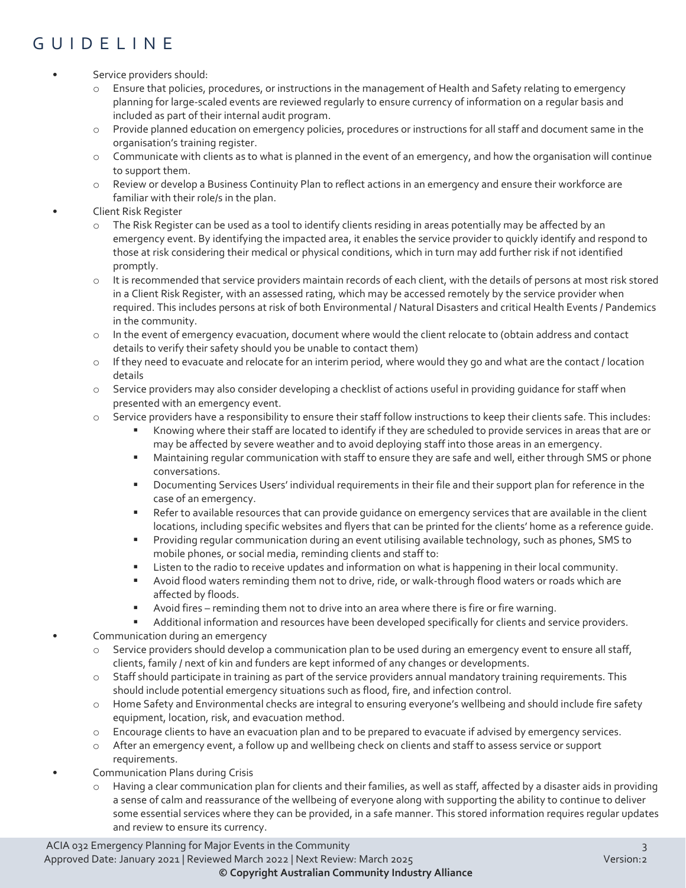# GUIDELINE

- Service providers should:
  - Ensure that policies, procedures, or instructions in the management of Health and Safety relating to emergency planning for large-scaled events are reviewed regularly to ensure currency of information on a regular basis and included as part of their internal audit program.
  - Provide planned education on emergency policies, procedures or instructions for all staff and document same in the organisation's training register.
  - Communicate with clients as to what is planned in the event of an emergency, and how the organisation will continue to support them.
  - Review or develop a Business Continuity Plan to reflect actions in an emergency and ensure their workforce are familiar with their role/s in the plan.
- Client Risk Register
  - The Risk Register can be used as a tool to identify clients residing in areas potentially may be affected by an emergency event. By identifying the impacted area, it enables the service provider to quickly identify and respond to those at risk considering their medical or physical conditions, which in turn may add further risk if not identified promptly.
  - It is recommended that service providers maintain records of each client, with the details of persons at most risk stored in a Client Risk Register, with an assessed rating, which may be accessed remotely by the service provider when required. This includes persons at risk of both Environmental / Natural Disasters and critical Health Events / Pandemics in the community.
  - In the event of emergency evacuation, document where would the client relocate to (obtain address and contact details to verify their safety should you be unable to contact them)
  - If they need to evacuate and relocate for an interim period, where would they go and what are the contact / location details
  - Service providers may also consider developing a checklist of actions useful in providing guidance for staff when presented with an emergency event.
  - Service providers have a responsibility to ensure their staff follow instructions to keep their clients safe. This includes:
    - Knowing where their staff are located to identify if they are scheduled to provide services in areas that are or may be affected by severe weather and to avoid deploying staff into those areas in an emergency.
    - Maintaining regular communication with staff to ensure they are safe and well, either through SMS or phone conversations.
    - Documenting Services Users' individual requirements in their file and their support plan for reference in the case of an emergency.
    - Refer to available resources that can provide guidance on emergency services that are available in the client locations, including specific websites and flyers that can be printed for the clients' home as a reference guide.
    - Providing regular communication during an event utilising available technology, such as phones, SMS to mobile phones, or social media, reminding clients and staff to:
    - Listen to the radio to receive updates and information on what is happening in their local community.
    - Avoid flood waters reminding them not to drive, ride, or walk-through flood waters or roads which are affected by floods.
    - Avoid fires – reminding them not to drive into an area where there is fire or fire warning.
    - Additional information and resources have been developed specifically for clients and service providers.
- Communication during an emergency
  - Service providers should develop a communication plan to be used during an emergency event to ensure all staff, clients, family / next of kin and funders are kept informed of any changes or developments.
  - Staff should participate in training as part of the service providers annual mandatory training requirements. This should include potential emergency situations such as flood, fire, and infection control.
  - Home Safety and Environmental checks are integral to ensuring everyone's wellbeing and should include fire safety equipment, location, risk, and evacuation method.
  - Encourage clients to have an evacuation plan and to be prepared to evacuate if advised by emergency services.
  - After an emergency event, a follow up and wellbeing check on clients and staff to assess service or support requirements.
- Communication Plans during Crisis
  - Having a clear communication plan for clients and their families, as well as staff, affected by a disaster aids in providing a sense of calm and reassurance of the wellbeing of everyone along with supporting the ability to continue to deliver some essential services where they can be provided, in a safe manner. This stored information requires regular updates and review to ensure its currency.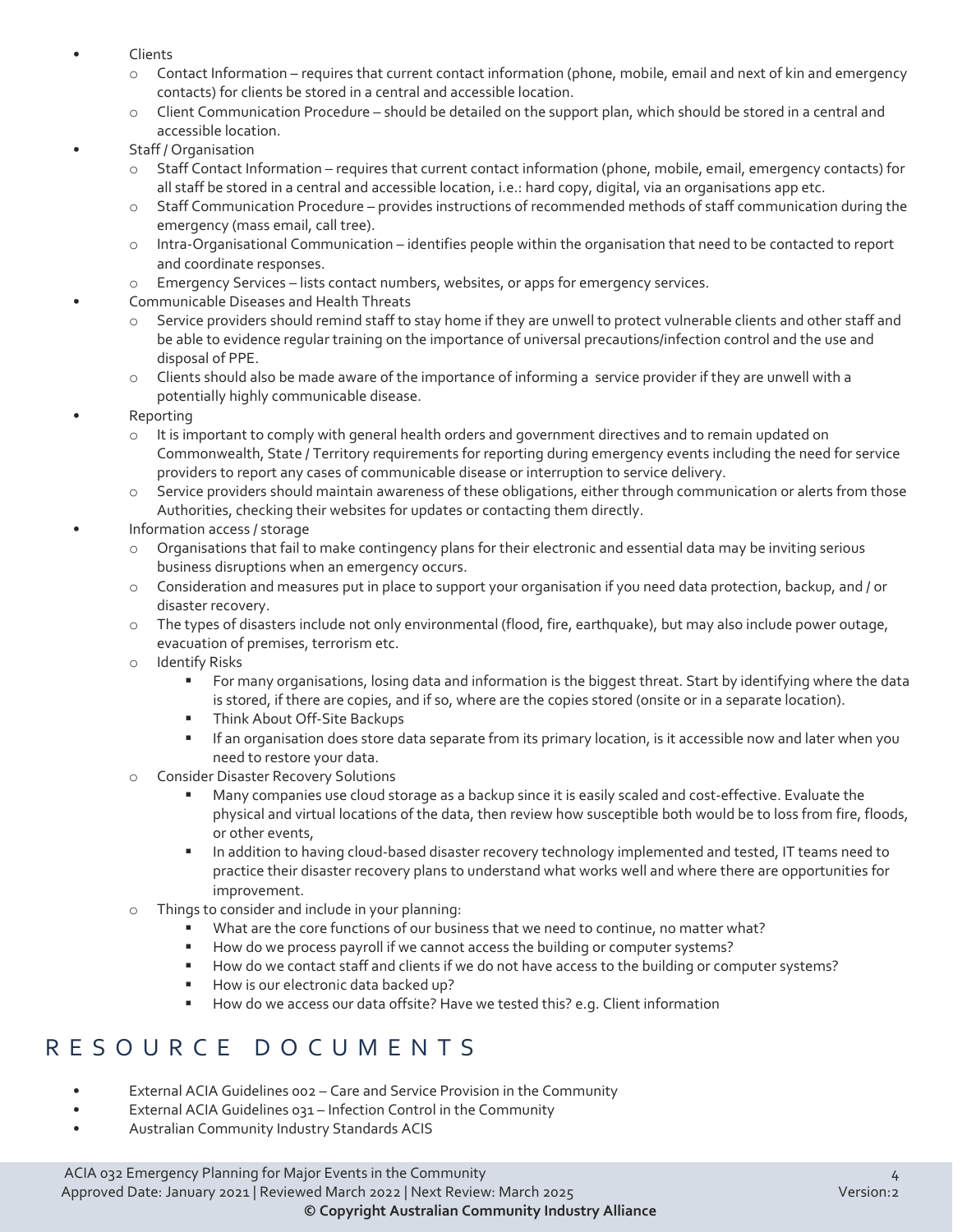- Clients
  - Contact Information – requires that current contact information (phone, mobile, email and next of kin and emergency contacts) for clients be stored in a central and accessible location.
  - Client Communication Procedure – should be detailed on the support plan, which should be stored in a central and accessible location.
- Staff / Organisation
  - Staff Contact Information – requires that current contact information (phone, mobile, email, emergency contacts) for all staff be stored in a central and accessible location, i.e.: hard copy, digital, via an organisations app etc.
  - Staff Communication Procedure – provides instructions of recommended methods of staff communication during the emergency (mass email, call tree).
  - Intra-Organisational Communication – identifies people within the organisation that need to be contacted to report and coordinate responses.
  - Emergency Services – lists contact numbers, websites, or apps for emergency services.
- Communicable Diseases and Health Threats
  - Service providers should remind staff to stay home if they are unwell to protect vulnerable clients and other staff and be able to evidence regular training on the importance of universal precautions/infection control and the use and disposal of PPE.
  - Clients should also be made aware of the importance of informing a service provider if they are unwell with a potentially highly communicable disease.
- Reporting
  - It is important to comply with general health orders and government directives and to remain updated on Commonwealth, State / Territory requirements for reporting during emergency events including the need for service providers to report any cases of communicable disease or interruption to service delivery.
  - Service providers should maintain awareness of these obligations, either through communication or alerts from those Authorities, checking their websites for updates or contacting them directly.
- Information access / storage
  - Organisations that fail to make contingency plans for their electronic and essential data may be inviting serious business disruptions when an emergency occurs.
  - Consideration and measures put in place to support your organisation if you need data protection, backup, and / or disaster recovery.
  - The types of disasters include not only environmental (flood, fire, earthquake), but may also include power outage, evacuation of premises, terrorism etc.
  - Identify Risks
    - For many organisations, losing data and information is the biggest threat. Start by identifying where the data is stored, if there are copies, and if so, where are the copies stored (onsite or in a separate location).
    - Think About Off-Site Backups
    - If an organisation does store data separate from its primary location, is it accessible now and later when you need to restore your data.
  - Consider Disaster Recovery Solutions
    - Many companies use cloud storage as a backup since it is easily scaled and cost-effective. Evaluate the physical and virtual locations of the data, then review how susceptible both would be to loss from fire, floods, or other events,
    - In addition to having cloud-based disaster recovery technology implemented and tested, IT teams need to practice their disaster recovery plans to understand what works well and where there are opportunities for improvement.
  - Things to consider and include in your planning:
    - What are the core functions of our business that we need to continue, no matter what?
    - How do we process payroll if we cannot access the building or computer systems?
    - How do we contact staff and clients if we do not have access to the building or computer systems?
    - How is our electronic data backed up?
    - How do we access our data offsite? Have we tested this? e.g. Client information

# RESOURCE DOCUMENTS

- External ACIA Guidelines 002 – Care and Service Provision in the Community
- External ACIA Guidelines 031 – Infection Control in the Community
- Australian Community Industry Standards ACIS